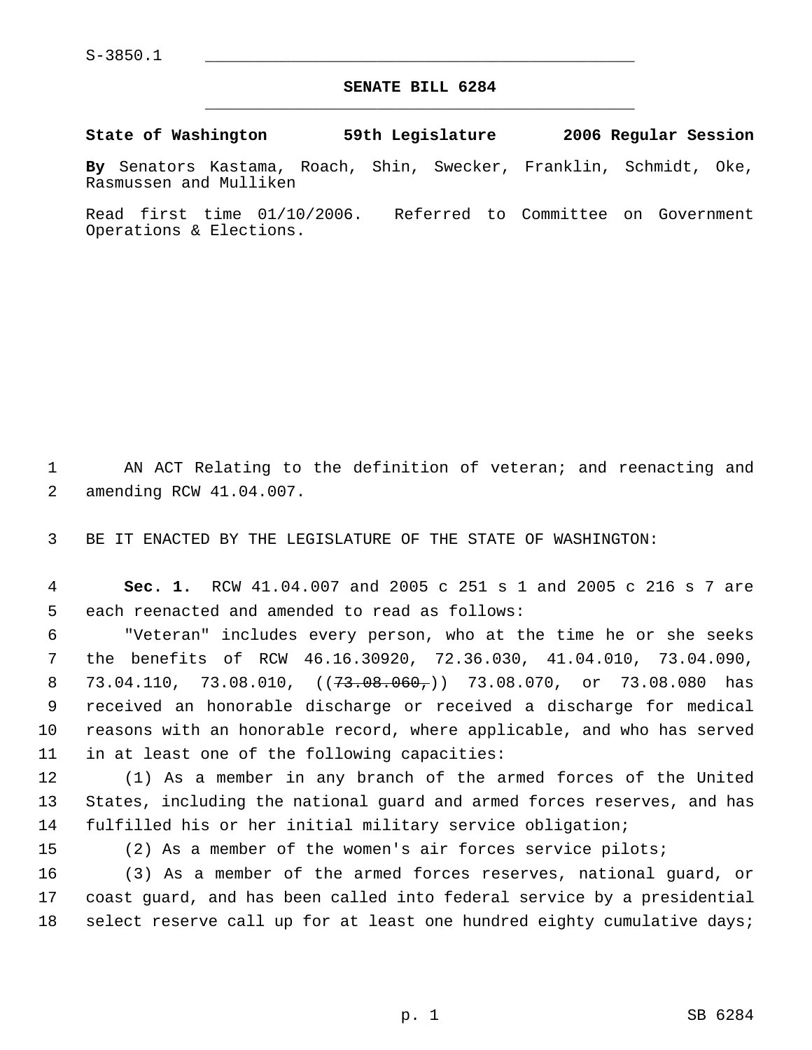S-3850.1

# SENATE BILL 6284

**State of Washington 59th Legislature 2006 Regular Session**

**By** Senators Kastama, Roach, Shin, Swecker, Franklin, Schmidt, Oke, Rasmussen and Mulliken

Read first time 01/10/2006. Referred to Committee on Government Operations & Elections.

AN ACT Relating to the definition of veteran; and reenacting and amending RCW 41.04.007.

BE IT ENACTED BY THE LEGISLATURE OF THE STATE OF WASHINGTON:

**Sec. 1.** RCW 41.04.007 and 2005 c 251 s 1 and 2005 c 216 s 7 are each reenacted and amended to read as follows:

"Veteran" includes every person, who at the time he or she seeks the benefits of RCW 46.16.30920, 72.36.030, 41.04.010, 73.04.090, 73.04.110, 73.08.010, ((~~73.08.060,~~)) 73.08.070, or 73.08.080 has received an honorable discharge or received a discharge for medical reasons with an honorable record, where applicable, and who has served in at least one of the following capacities:

(1) As a member in any branch of the armed forces of the United States, including the national guard and armed forces reserves, and has fulfilled his or her initial military service obligation;

(2) As a member of the women's air forces service pilots;

(3) As a member of the armed forces reserves, national guard, or coast guard, and has been called into federal service by a presidential select reserve call up for at least one hundred eighty cumulative days;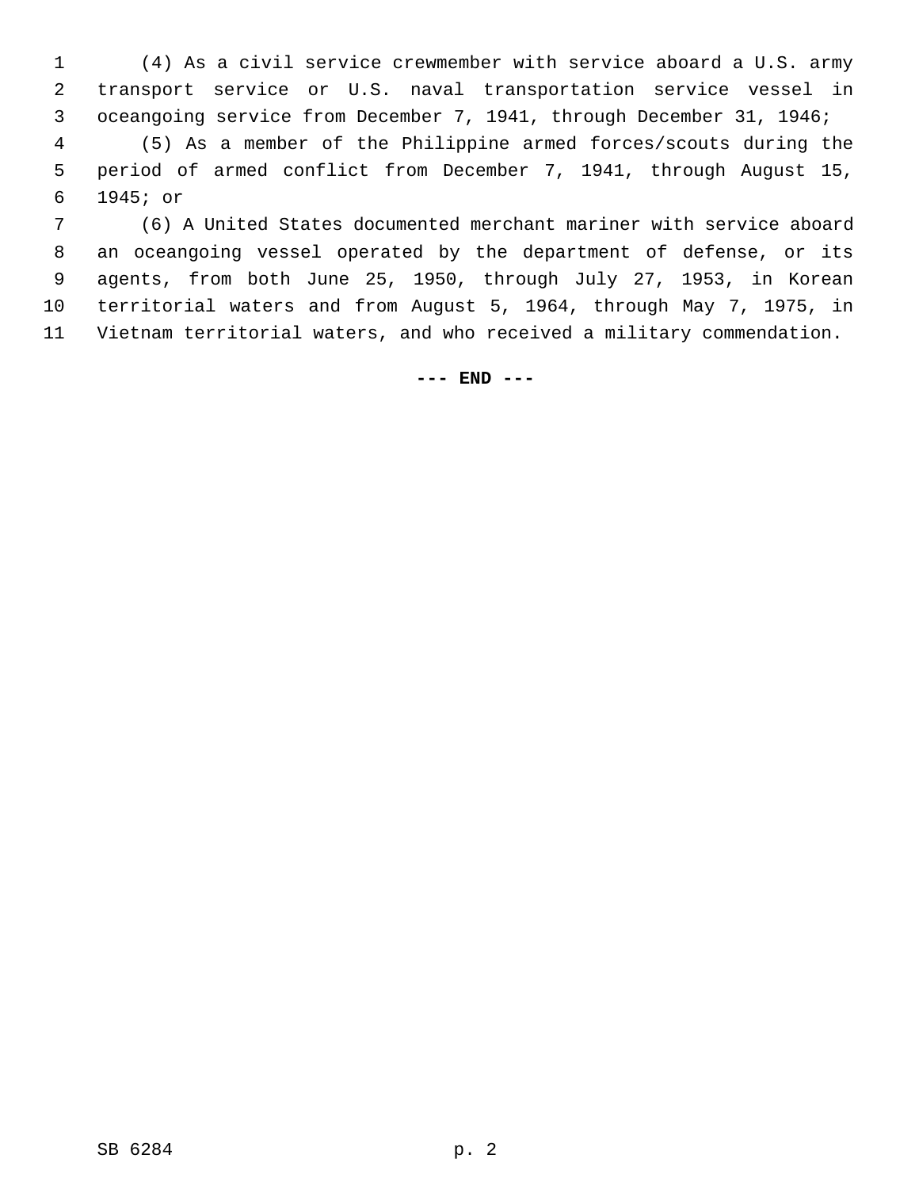(4) As a civil service crewmember with service aboard a U.S. army transport service or U.S. naval transportation service vessel in oceangoing service from December 7, 1941, through December 31, 1946;

(5) As a member of the Philippine armed forces/scouts during the period of armed conflict from December 7, 1941, through August 15, 1945; or

(6) A United States documented merchant mariner with service aboard an oceangoing vessel operated by the department of defense, or its agents, from both June 25, 1950, through July 27, 1953, in Korean territorial waters and from August 5, 1964, through May 7, 1975, in Vietnam territorial waters, and who received a military commendation.

**--- END ---**